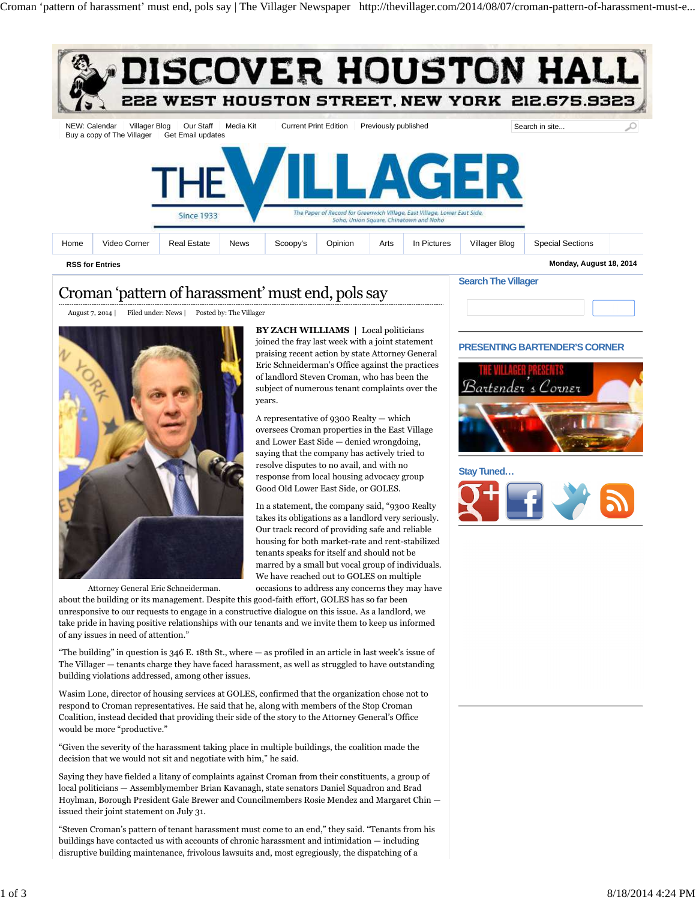# Croman 'pattern of harassment' must end, pols say

August 7, 2014 | Filed under: News | Posted by: The Villager

Attorney General Eric Schneiderman.

**BY ZACH WILLIAMS** | Local politicians joined the fray last week with a joint statement praising recent action by state Attorney General Eric Schneiderman's Office against the practices of landlord Steven Croman, who has been the subject of numerous tenant complaints over the years.

A representative of 9300 Realty — which oversees Croman properties in the East Village and Lower East Side — denied wrongdoing, saying that the company has actively tried to resolve disputes to no avail, and with no response from local housing advocacy group Good Old Lower East Side, or GOLES.

In a statement, the company said, "9300 Realty takes its obligations as a landlord very seriously. Our track record of providing safe and reliable housing for both market-rate and rent-stabilized tenants speaks for itself and should not be marred by a small but vocal group of individuals. We have reached out to GOLES on multiple occasions to address any concerns they may have about the building or its management. Despite this good-faith effort, GOLES has so far been unresponsive to our requests to engage in a constructive dialogue on this issue. As a landlord, we take pride in having positive relationships with our tenants and we invite them to keep us informed of any issues in need of attention."

"The building" in question is 346 E. 18th St., where — as profiled in an article in last week's issue of The Villager — tenants charge they have faced harassment, as well as struggled to have outstanding building violations addressed, among other issues.

Wasim Lone, director of housing services at GOLES, confirmed that the organization chose not to respond to Croman representatives. He said that he, along with members of the Stop Croman Coalition, instead decided that providing their side of the story to the Attorney General's Office would be more "productive."

"Given the severity of the harassment taking place in multiple buildings, the coalition made the decision that we would not sit and negotiate with him," he said.

Saying they have fielded a litany of complaints against Croman from their constituents, a group of local politicians — Assemblymember Brian Kavanagh, state senators Daniel Squadron and Brad Hoylman, Borough President Gale Brewer and Councilmembers Rosie Mendez and Margaret Chin — issued their joint statement on July 31.

"Steven Croman's pattern of tenant harassment must come to an end," they said. "Tenants from his buildings have contacted us with accounts of chronic harassment and intimidation — including disruptive building maintenance, frivolous lawsuits and, most egregiously, the dispatching of a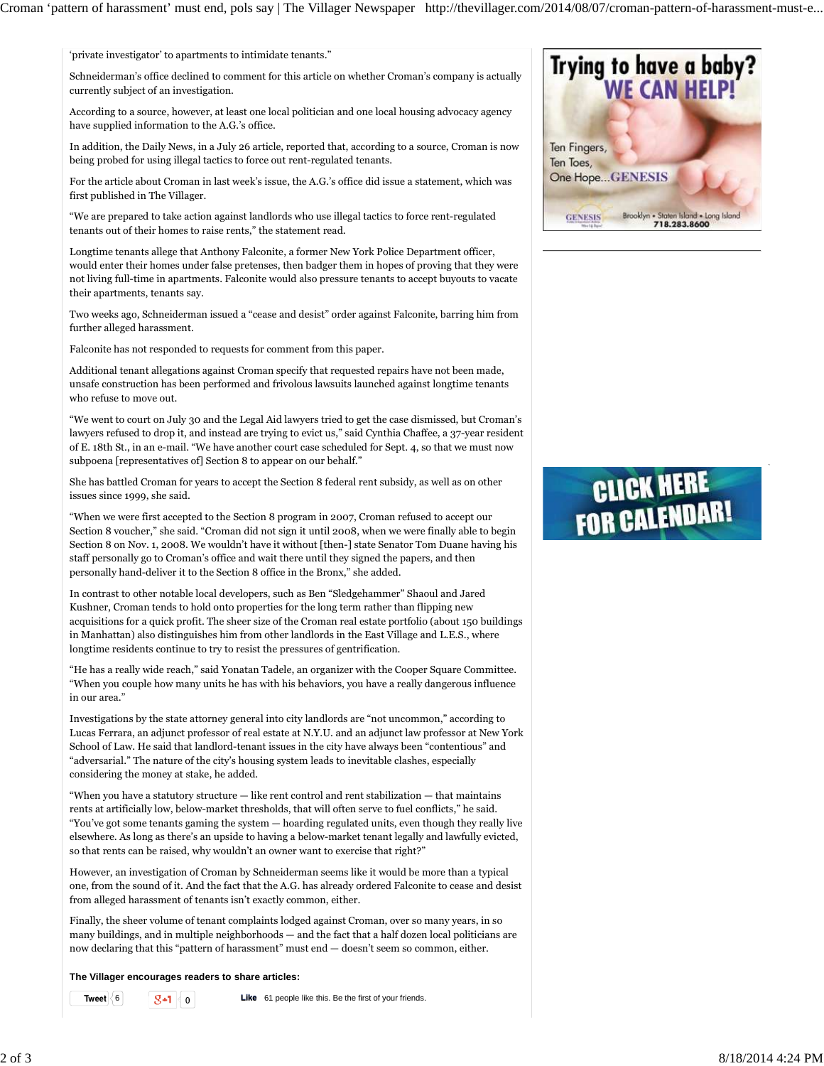'private investigator' to apartments to intimidate tenants."

Schneiderman's office declined to comment for this article on whether Croman's company is actually currently subject of an investigation.

According to a source, however, at least one local politician and one local housing advocacy agency have supplied information to the A.G.'s office.

In addition, the Daily News, in a July 26 article, reported that, according to a source, Croman is now being probed for using illegal tactics to force out rent-regulated tenants.

For the article about Croman in last week's issue, the A.G.'s office did issue a statement, which was first published in The Villager.

"We are prepared to take action against landlords who use illegal tactics to force rent-regulated tenants out of their homes to raise rents," the statement read.

Longtime tenants allege that Anthony Falconite, a former New York Police Department officer, would enter their homes under false pretenses, then badger them in hopes of proving that they were not living full-time in apartments. Falconite would also pressure tenants to accept buyouts to vacate their apartments, tenants say.

Two weeks ago, Schneiderman issued a "cease and desist" order against Falconite, barring him from further alleged harassment.

Falconite has not responded to requests for comment from this paper.

Additional tenant allegations against Croman specify that requested repairs have not been made, unsafe construction has been performed and frivolous lawsuits launched against longtime tenants who refuse to move out.

"We went to court on July 30 and the Legal Aid lawyers tried to get the case dismissed, but Croman's lawyers refused to drop it, and instead are trying to evict us," said Cynthia Chaffee, a 37-year resident of E. 18th St., in an e-mail. "We have another court case scheduled for Sept. 4, so that we must now subpoena [representatives of] Section 8 to appear on our behalf."

She has battled Croman for years to accept the Section 8 federal rent subsidy, as well as on other issues since 1999, she said.

"When we were first accepted to the Section 8 program in 2007, Croman refused to accept our Section 8 voucher," she said. "Croman did not sign it until 2008, when we were finally able to begin Section 8 on Nov. 1, 2008. We wouldn't have it without [then-] state Senator Tom Duane having his staff personally go to Croman's office and wait there until they signed the papers, and then personally hand-deliver it to the Section 8 office in the Bronx," she added.

In contrast to other notable local developers, such as Ben "Sledgehammer" Shaoul and Jared Kushner, Croman tends to hold onto properties for the long term rather than flipping new acquisitions for a quick profit. The sheer size of the Croman real estate portfolio (about 150 buildings in Manhattan) also distinguishes him from other landlords in the East Village and L.E.S., where longtime residents continue to try to resist the pressures of gentrification.

"He has a really wide reach," said Yonatan Tadele, an organizer with the Cooper Square Committee. "When you couple how many units he has with his behaviors, you have a really dangerous influence in our area."

Investigations by the state attorney general into city landlords are "not uncommon," according to Lucas Ferrara, an adjunct professor of real estate at N.Y.U. and an adjunct law professor at New York School of Law. He said that landlord-tenant issues in the city have always been "contentious" and "adversarial." The nature of the city's housing system leads to inevitable clashes, especially considering the money at stake, he added.

"When you have a statutory structure — like rent control and rent stabilization — that maintains rents at artificially low, below-market thresholds, that will often serve to fuel conflicts," he said. "You've got some tenants gaming the system — hoarding regulated units, even though they really live elsewhere. As long as there's an upside to having a below-market tenant legally and lawfully evicted, so that rents can be raised, why wouldn't an owner want to exercise that right?"

However, an investigation of Croman by Schneiderman seems like it would be more than a typical one, from the sound of it. And the fact that the A.G. has already ordered Falconite to cease and desist from alleged harassment of tenants isn't exactly common, either.

Finally, the sheer volume of tenant complaints lodged against Croman, over so many years, in so many buildings, and in multiple neighborhoods — and the fact that a half dozen local politicians are now declaring that this "pattern of harassment" must end — doesn't seem so common, either.

**The Villager encourages readers to share articles:**

Tweet 6 | g+1 0 | Like 61 people like this. Be the first of your friends.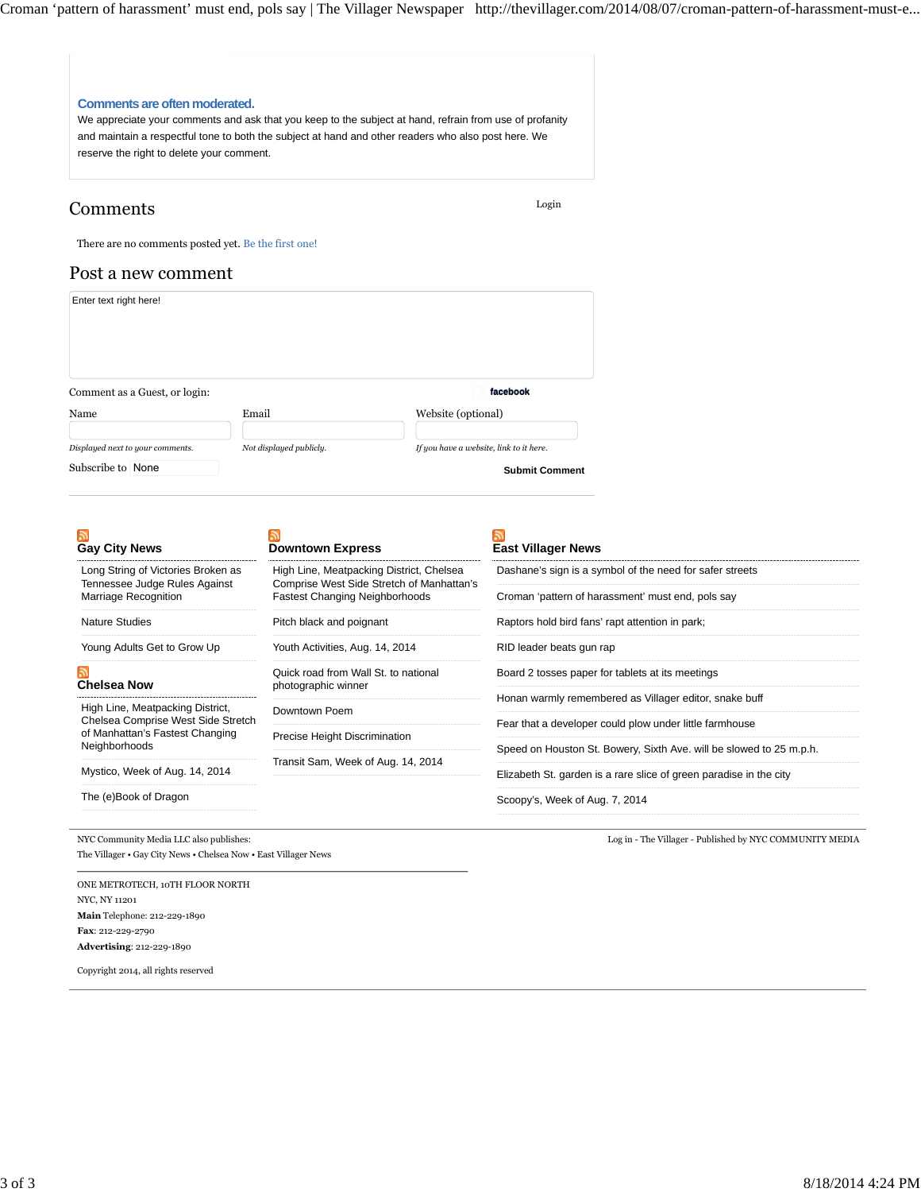**Comments are often moderated.**
We appreciate your comments and ask that you keep to the subject at hand, refrain from use of profanity and maintain a respectful tone to both the subject at hand and other readers who also post here. We reserve the right to delete your comment.

## Comments

Login

There are no comments posted yet. Be the first one!

## Post a new comment

Enter text right here!

Comment as a Guest, or login: facebook

Name
*Displayed next to your comments.*

Email
*Not displayed publicly.*

Website (optional)
*If you have a website, link to it here.*

Subscribe to None

Submit Comment

### Gay City News

- Long String of Victories Broken as Tennessee Judge Rules Against Marriage Recognition
- Nature Studies
- Young Adults Get to Grow Up

### Chelsea Now

- High Line, Meatpacking District, Chelsea Comprise West Side Stretch of Manhattan's Fastest Changing Neighborhoods
- Mystico, Week of Aug. 14, 2014
- The (e)Book of Dragon

### Downtown Express

- High Line, Meatpacking District, Chelsea Comprise West Side Stretch of Manhattan's Fastest Changing Neighborhoods
- Pitch black and poignant
- Youth Activities, Aug. 14, 2014
- Quick road from Wall St. to national photographic winner
- Downtown Poem
- Precise Height Discrimination
- Transit Sam, Week of Aug. 14, 2014

### East Villager News

- Dashane's sign is a symbol of the need for safer streets
- Croman 'pattern of harassment' must end, pols say
- Raptors hold bird fans' rapt attention in park;
- RID leader beats gun rap
- Board 2 tosses paper for tablets at its meetings
- Honan warmly remembered as Villager editor, snake buff
- Fear that a developer could plow under little farmhouse
- Speed on Houston St. Bowery, Sixth Ave. will be slowed to 25 m.p.h.
- Elizabeth St. garden is a rare slice of green paradise in the city
- Scoopy's, Week of Aug. 7, 2014

NYC Community Media LLC also publishes:
The Villager • Gay City News • Chelsea Now • East Villager News

Log in - The Villager - Published by NYC COMMUNITY MEDIA

ONE METROTECH, 10TH FLOOR NORTH
NYC, NY 11201
**Main** Telephone: 212-229-1890
**Fax**: 212-229-2790
**Advertising**: 212-229-1890

Copyright 2014, all rights reserved